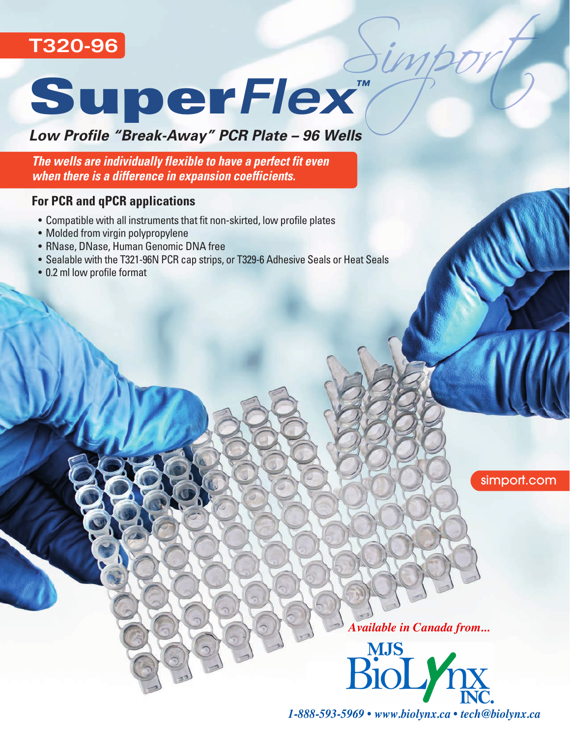T320-96

# SuperFlex™

Simport

## *Low Profile "Break-Away" PCR Plate – 96 Wells*

***The wells are individually flexible to have a perfect fit even when there is a difference in expansion coefficients.***

### For PCR and qPCR applications

- Compatible with all instruments that fit non-skirted, low profile plates
- Molded from virgin polypropylene
- RNase, DNase, Human Genomic DNA free
- Sealable with the T321-96N PCR cap strips, or T329-6 Adhesive Seals or Heat Seals
- 0.2 ml low profile format

simport.com

*Available in Canada from...*

MJS BioLynx INC.

*1-888-593-5969 • www.biolynx.ca • tech@biolynx.ca*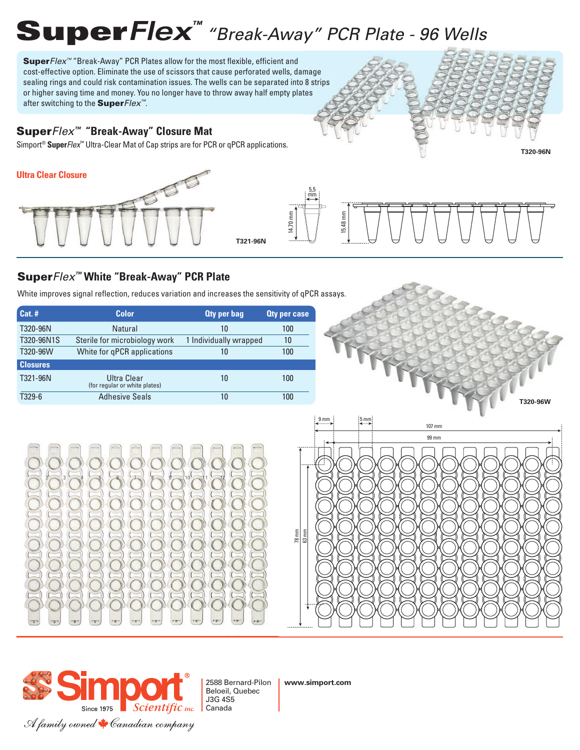# **Super***Flex*™ *"Break-Away" PCR Plate - 96 Wells*

**Super***Flex*™ "Break-Away" PCR Plates allow for the most flexible, efficient and cost-effective option. Eliminate the use of scissors that cause perforated wells, damage sealing rings and could risk contamination issues. The wells can be separated into 8 strips or higher saving time and money. You no longer have to throw away half empty plates after switching to the **Super***Flex*™.

T320-96N

## **Super***Flex*™ "Break-Away" Closure Mat

Simport® **Super***Flex*™ Ultra-Clear Mat of Cap strips are for PCR or qPCR applications.

**Ultra Clear Closure**

T321-96N

5,5 mm

14,70 mm

15,48 mm

## **Super***Flex*™ White "Break-Away" PCR Plate

White improves signal reflection, reduces variation and increases the sensitivity of qPCR assays.

| Cat. # | Color | Qty per bag | Qty per case |
|---|---|---|---|
| T320-96N | Natural | 10 | 100 |
| T320-96N1S | Sterile for microbiology work | 1 Individually wrapped | 10 |
| T320-96W | White for qPCR applications | 10 | 100 |
| **Closures** | | | |
| T321-96N | Ultra Clear (for regular or white plates) | 10 | 100 |
| T329-6 | Adhesive Seals | 10 | 100 |

T320-96W

9 mm

5 mm

107 mm

99 mm

78 mm

63 mm

Simport Scientific inc. Since 1975

*A family owned Canadian company*

2588 Bernard-Pilon
Beloeil, Quebec
J3G 4S5
Canada

**www.simport.com**